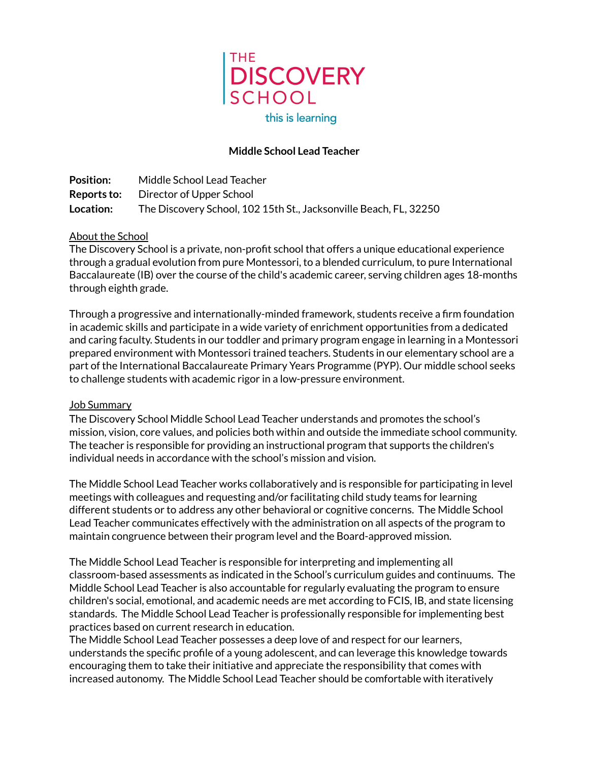THE
DISCOVERY
SCHOOL
this is learning

# Middle School Lead Teacher

**Position:** Middle School Lead Teacher
**Reports to:** Director of Upper School
**Location:** The Discovery School, 102 15th St., Jacksonville Beach, FL, 32250

## About the School

The Discovery School is a private, non-profit school that offers a unique educational experience through a gradual evolution from pure Montessori, to a blended curriculum, to pure International Baccalaureate (IB) over the course of the child's academic career, serving children ages 18-months through eighth grade.

Through a progressive and internationally-minded framework, students receive a firm foundation in academic skills and participate in a wide variety of enrichment opportunities from a dedicated and caring faculty. Students in our toddler and primary program engage in learning in a Montessori prepared environment with Montessori trained teachers. Students in our elementary school are a part of the International Baccalaureate Primary Years Programme (PYP). Our middle school seeks to challenge students with academic rigor in a low-pressure environment.

## Job Summary

The Discovery School Middle School Lead Teacher understands and promotes the school's mission, vision, core values, and policies both within and outside the immediate school community. The teacher is responsible for providing an instructional program that supports the children's individual needs in accordance with the school's mission and vision.

The Middle School Lead Teacher works collaboratively and is responsible for participating in level meetings with colleagues and requesting and/or facilitating child study teams for learning different students or to address any other behavioral or cognitive concerns. The Middle School Lead Teacher communicates effectively with the administration on all aspects of the program to maintain congruence between their program level and the Board-approved mission.

The Middle School Lead Teacher is responsible for interpreting and implementing all classroom-based assessments as indicated in the School's curriculum guides and continuums. The Middle School Lead Teacher is also accountable for regularly evaluating the program to ensure children's social, emotional, and academic needs are met according to FCIS, IB, and state licensing standards. The Middle School Lead Teacher is professionally responsible for implementing best practices based on current research in education.
The Middle School Lead Teacher possesses a deep love of and respect for our learners, understands the specific profile of a young adolescent, and can leverage this knowledge towards encouraging them to take their initiative and appreciate the responsibility that comes with increased autonomy. The Middle School Lead Teacher should be comfortable with iteratively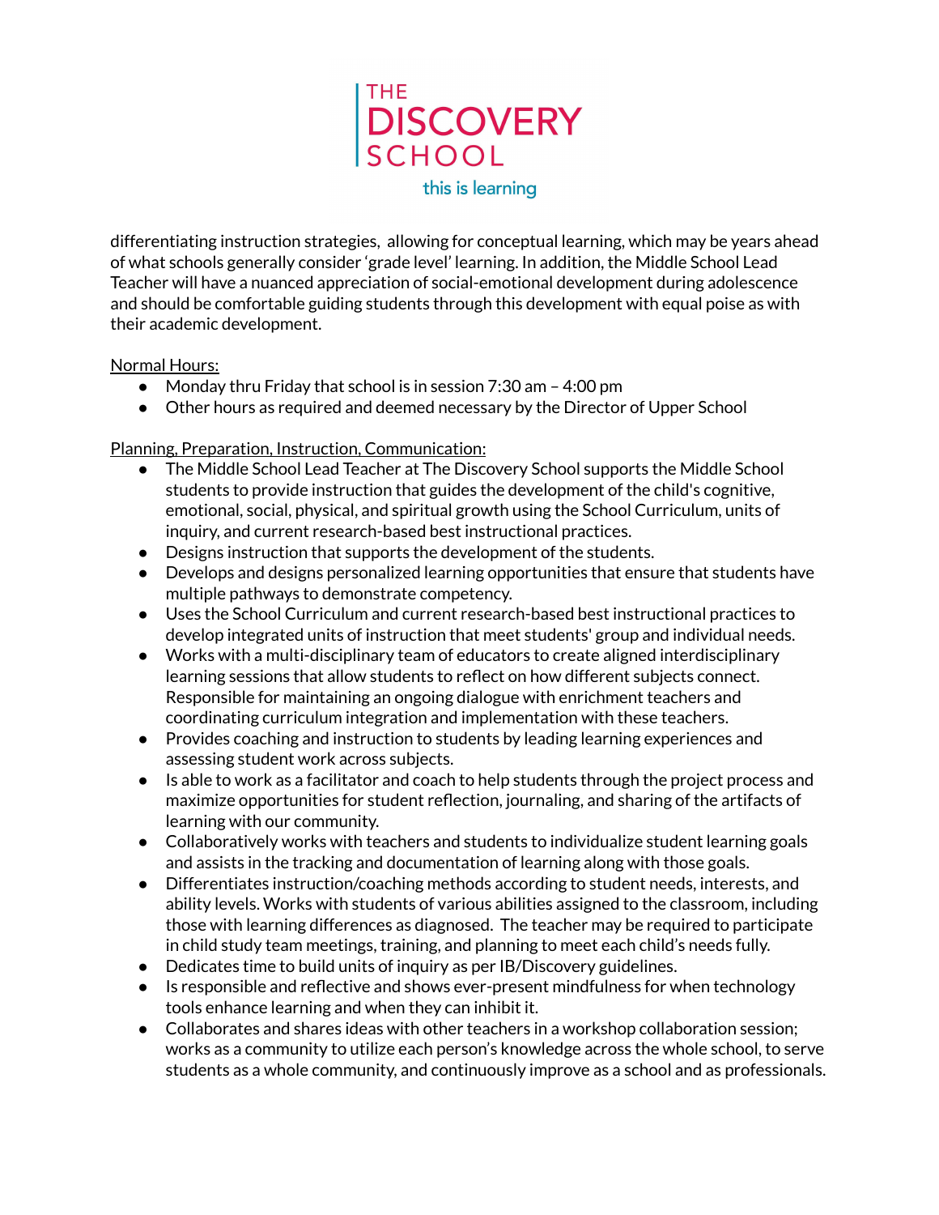differentiating instruction strategies, allowing for conceptual learning, which may be years ahead of what schools generally consider 'grade level' learning. In addition, the Middle School Lead Teacher will have a nuanced appreciation of social-emotional development during adolescence and should be comfortable guiding students through this development with equal poise as with their academic development.

Normal Hours:

- Monday thru Friday that school is in session 7:30 am – 4:00 pm
- Other hours as required and deemed necessary by the Director of Upper School

Planning, Preparation, Instruction, Communication:

- The Middle School Lead Teacher at The Discovery School supports the Middle School students to provide instruction that guides the development of the child's cognitive, emotional, social, physical, and spiritual growth using the School Curriculum, units of inquiry, and current research-based best instructional practices.
- Designs instruction that supports the development of the students.
- Develops and designs personalized learning opportunities that ensure that students have multiple pathways to demonstrate competency.
- Uses the School Curriculum and current research-based best instructional practices to develop integrated units of instruction that meet students' group and individual needs.
- Works with a multi-disciplinary team of educators to create aligned interdisciplinary learning sessions that allow students to reflect on how different subjects connect. Responsible for maintaining an ongoing dialogue with enrichment teachers and coordinating curriculum integration and implementation with these teachers.
- Provides coaching and instruction to students by leading learning experiences and assessing student work across subjects.
- Is able to work as a facilitator and coach to help students through the project process and maximize opportunities for student reflection, journaling, and sharing of the artifacts of learning with our community.
- Collaboratively works with teachers and students to individualize student learning goals and assists in the tracking and documentation of learning along with those goals.
- Differentiates instruction/coaching methods according to student needs, interests, and ability levels. Works with students of various abilities assigned to the classroom, including those with learning differences as diagnosed. The teacher may be required to participate in child study team meetings, training, and planning to meet each child's needs fully.
- Dedicates time to build units of inquiry as per IB/Discovery guidelines.
- Is responsible and reflective and shows ever-present mindfulness for when technology tools enhance learning and when they can inhibit it.
- Collaborates and shares ideas with other teachers in a workshop collaboration session; works as a community to utilize each person's knowledge across the whole school, to serve students as a whole community, and continuously improve as a school and as professionals.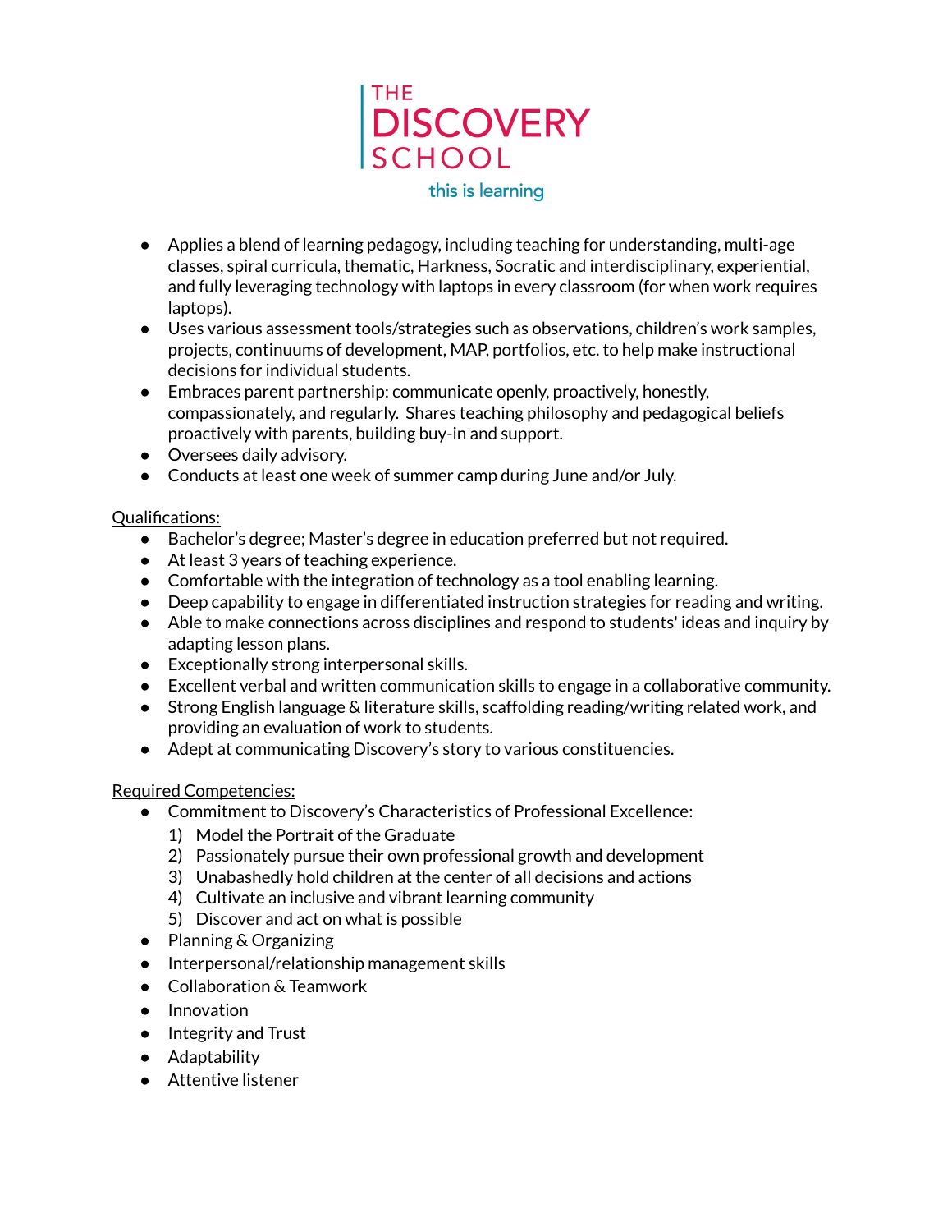THE DISCOVERY SCHOOL
this is learning

- Applies a blend of learning pedagogy, including teaching for understanding, multi-age classes, spiral curricula, thematic, Harkness, Socratic and interdisciplinary, experiential, and fully leveraging technology with laptops in every classroom (for when work requires laptops).
- Uses various assessment tools/strategies such as observations, children's work samples, projects, continuums of development, MAP, portfolios, etc. to help make instructional decisions for individual students.
- Embraces parent partnership: communicate openly, proactively, honestly, compassionately, and regularly. Shares teaching philosophy and pedagogical beliefs proactively with parents, building buy-in and support.
- Oversees daily advisory.
- Conducts at least one week of summer camp during June and/or July.

Qualifications:

- Bachelor's degree; Master's degree in education preferred but not required.
- At least 3 years of teaching experience.
- Comfortable with the integration of technology as a tool enabling learning.
- Deep capability to engage in differentiated instruction strategies for reading and writing.
- Able to make connections across disciplines and respond to students' ideas and inquiry by adapting lesson plans.
- Exceptionally strong interpersonal skills.
- Excellent verbal and written communication skills to engage in a collaborative community.
- Strong English language & literature skills, scaffolding reading/writing related work, and providing an evaluation of work to students.
- Adept at communicating Discovery's story to various constituencies.

Required Competencies:

- Commitment to Discovery's Characteristics of Professional Excellence:
  1) Model the Portrait of the Graduate
  2) Passionately pursue their own professional growth and development
  3) Unabashedly hold children at the center of all decisions and actions
  4) Cultivate an inclusive and vibrant learning community
  5) Discover and act on what is possible
- Planning & Organizing
- Interpersonal/relationship management skills
- Collaboration & Teamwork
- Innovation
- Integrity and Trust
- Adaptability
- Attentive listener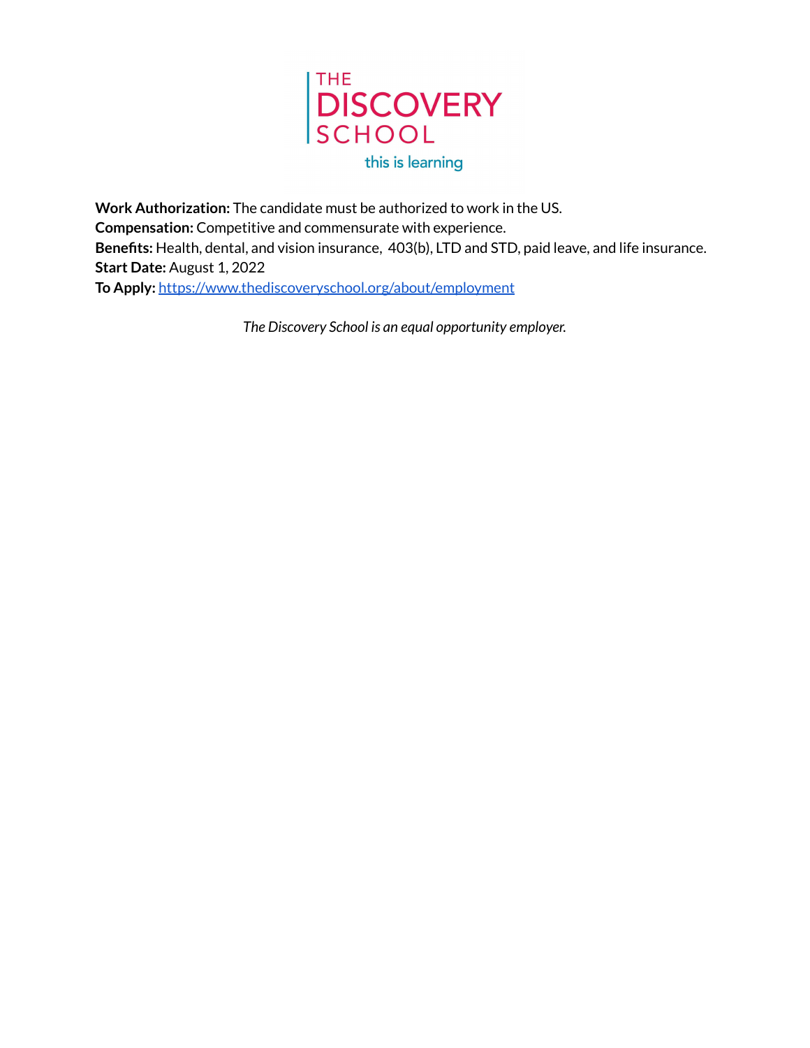**Work Authorization:** The candidate must be authorized to work in the US.
**Compensation:** Competitive and commensurate with experience.
**Benefits:** Health, dental, and vision insurance, 403(b), LTD and STD, paid leave, and life insurance.
**Start Date:** August 1, 2022
**To Apply:** [https://www.thediscoveryschool.org/about/employment](https://www.thediscoveryschool.org/about/employment)

*The Discovery School is an equal opportunity employer.*